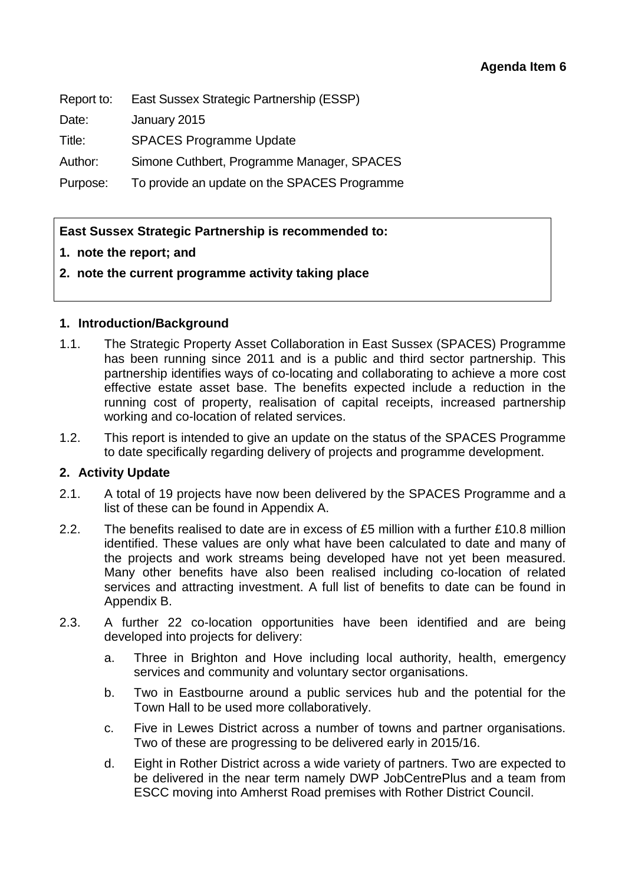**Agenda Item 6**

| | |
|---|---|
| Report to: | East Sussex Strategic Partnership (ESSP) |
| Date: | January 2015 |
| Title: | SPACES Programme Update |
| Author: | Simone Cuthbert, Programme Manager, SPACES |
| Purpose: | To provide an update on the SPACES Programme |

**East Sussex Strategic Partnership is recommended to:**

1. **note the report; and**
2. **note the current programme activity taking place**

## 1. Introduction/Background

1.1. The Strategic Property Asset Collaboration in East Sussex (SPACES) Programme has been running since 2011 and is a public and third sector partnership. This partnership identifies ways of co-locating and collaborating to achieve a more cost effective estate asset base. The benefits expected include a reduction in the running cost of property, realisation of capital receipts, increased partnership working and co-location of related services.

1.2. This report is intended to give an update on the status of the SPACES Programme to date specifically regarding delivery of projects and programme development.

## 2. Activity Update

2.1. A total of 19 projects have now been delivered by the SPACES Programme and a list of these can be found in Appendix A.

2.2. The benefits realised to date are in excess of £5 million with a further £10.8 million identified. These values are only what have been calculated to date and many of the projects and work streams being developed have not yet been measured. Many other benefits have also been realised including co-location of related services and attracting investment. A full list of benefits to date can be found in Appendix B.

2.3. A further 22 co-location opportunities have been identified and are being developed into projects for delivery:

a. Three in Brighton and Hove including local authority, health, emergency services and community and voluntary sector organisations.

b. Two in Eastbourne around a public services hub and the potential for the Town Hall to be used more collaboratively.

c. Five in Lewes District across a number of towns and partner organisations. Two of these are progressing to be delivered early in 2015/16.

d. Eight in Rother District across a wide variety of partners. Two are expected to be delivered in the near term namely DWP JobCentrePlus and a team from ESCC moving into Amherst Road premises with Rother District Council.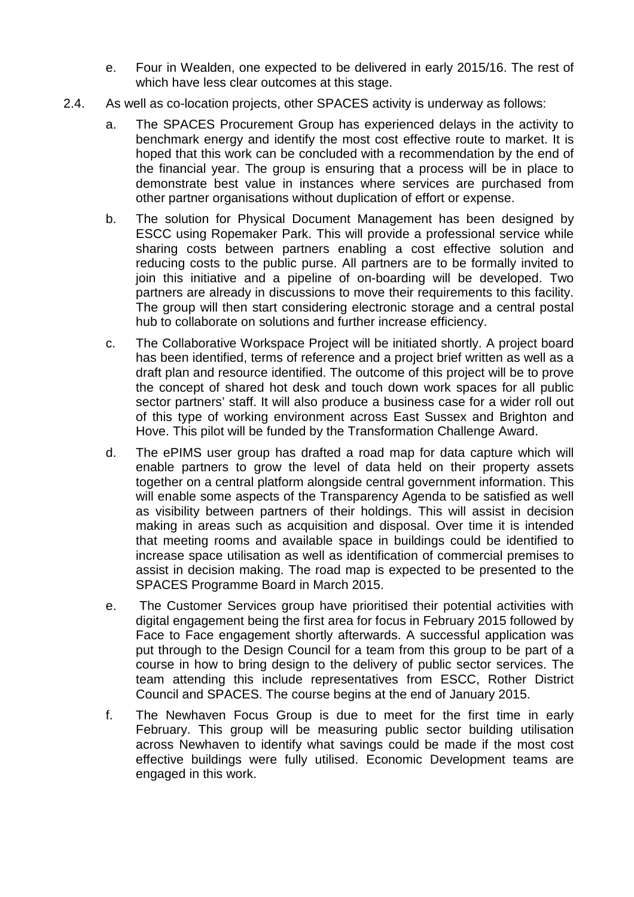e. Four in Wealden, one expected to be delivered in early 2015/16. The rest of which have less clear outcomes at this stage.

2.4. As well as co-location projects, other SPACES activity is underway as follows:

a. The SPACES Procurement Group has experienced delays in the activity to benchmark energy and identify the most cost effective route to market. It is hoped that this work can be concluded with a recommendation by the end of the financial year. The group is ensuring that a process will be in place to demonstrate best value in instances where services are purchased from other partner organisations without duplication of effort or expense.

b. The solution for Physical Document Management has been designed by ESCC using Ropemaker Park. This will provide a professional service while sharing costs between partners enabling a cost effective solution and reducing costs to the public purse. All partners are to be formally invited to join this initiative and a pipeline of on-boarding will be developed. Two partners are already in discussions to move their requirements to this facility. The group will then start considering electronic storage and a central postal hub to collaborate on solutions and further increase efficiency.

c. The Collaborative Workspace Project will be initiated shortly. A project board has been identified, terms of reference and a project brief written as well as a draft plan and resource identified. The outcome of this project will be to prove the concept of shared hot desk and touch down work spaces for all public sector partners' staff. It will also produce a business case for a wider roll out of this type of working environment across East Sussex and Brighton and Hove. This pilot will be funded by the Transformation Challenge Award.

d. The ePIMS user group has drafted a road map for data capture which will enable partners to grow the level of data held on their property assets together on a central platform alongside central government information. This will enable some aspects of the Transparency Agenda to be satisfied as well as visibility between partners of their holdings. This will assist in decision making in areas such as acquisition and disposal. Over time it is intended that meeting rooms and available space in buildings could be identified to increase space utilisation as well as identification of commercial premises to assist in decision making. The road map is expected to be presented to the SPACES Programme Board in March 2015.

e. The Customer Services group have prioritised their potential activities with digital engagement being the first area for focus in February 2015 followed by Face to Face engagement shortly afterwards. A successful application was put through to the Design Council for a team from this group to be part of a course in how to bring design to the delivery of public sector services. The team attending this include representatives from ESCC, Rother District Council and SPACES. The course begins at the end of January 2015.

f. The Newhaven Focus Group is due to meet for the first time in early February. This group will be measuring public sector building utilisation across Newhaven to identify what savings could be made if the most cost effective buildings were fully utilised. Economic Development teams are engaged in this work.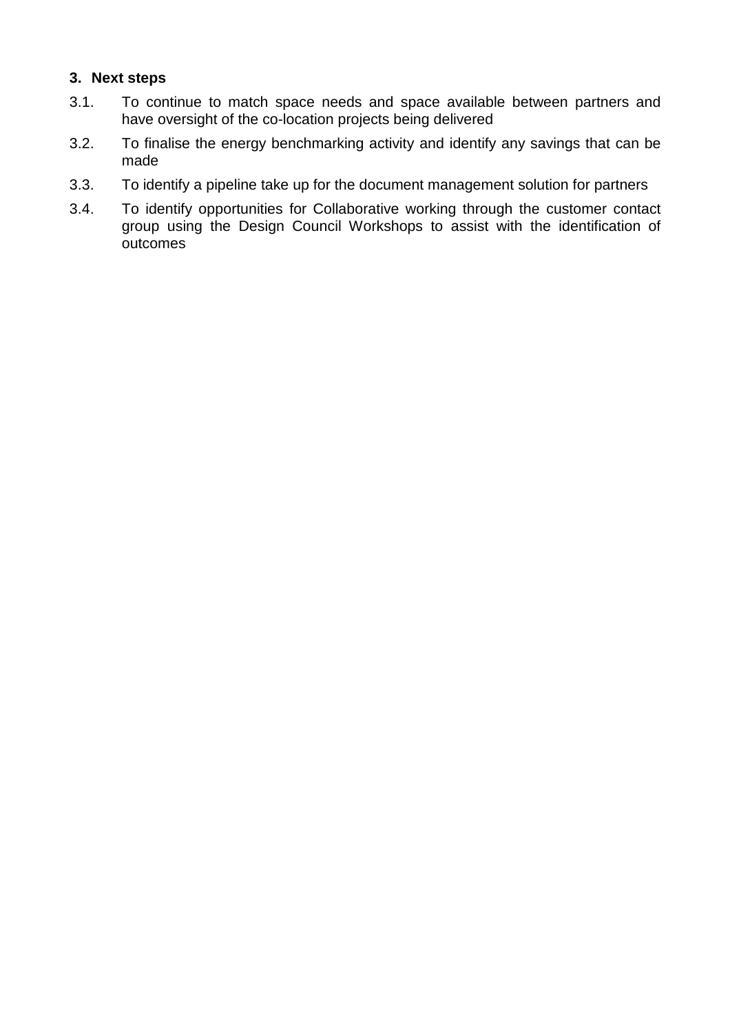### 3. Next steps

3.1. To continue to match space needs and space available between partners and have oversight of the co-location projects being delivered

3.2. To finalise the energy benchmarking activity and identify any savings that can be made

3.3. To identify a pipeline take up for the document management solution for partners

3.4. To identify opportunities for Collaborative working through the customer contact group using the Design Council Workshops to assist with the identification of outcomes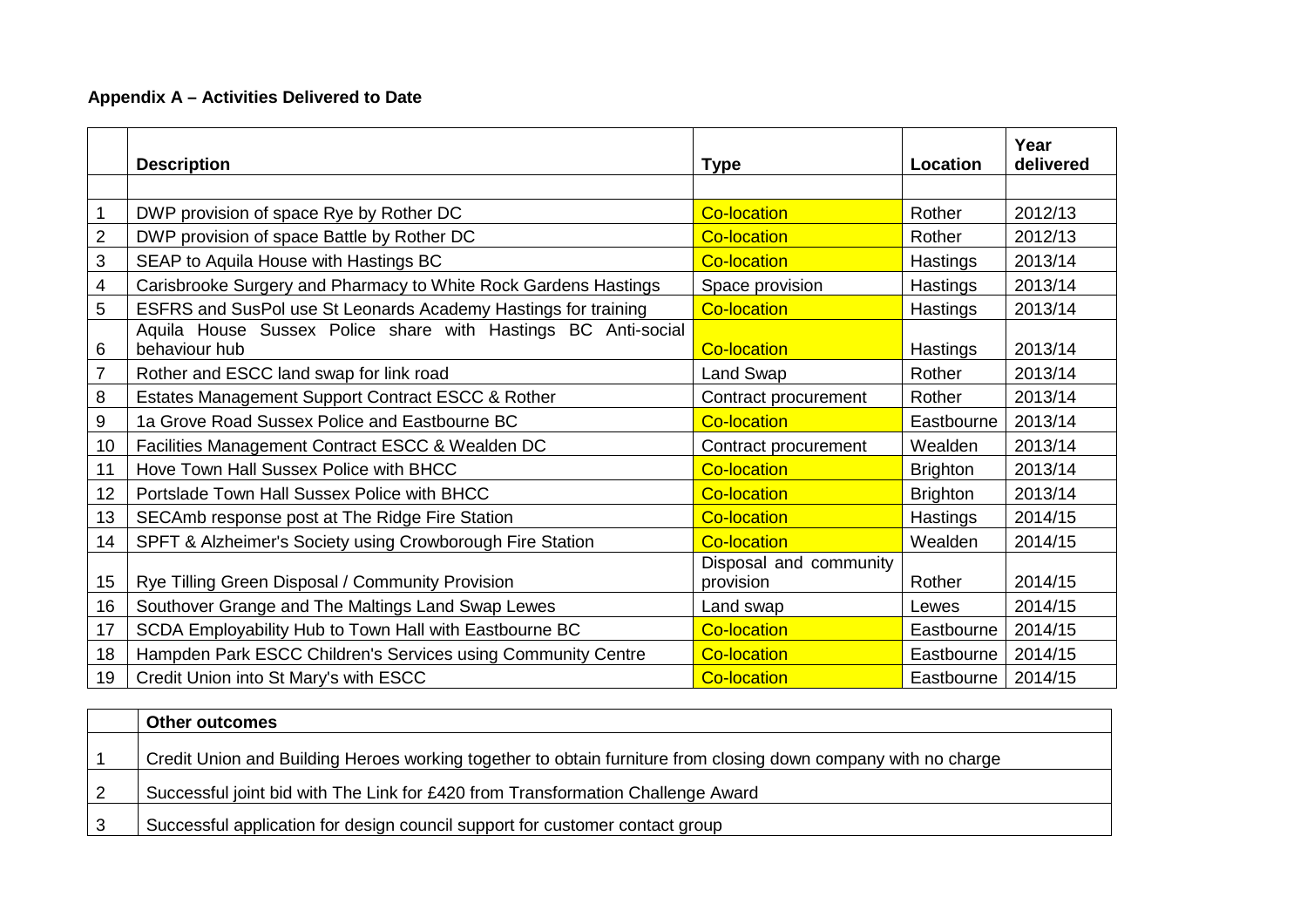**Appendix A – Activities Delivered to Date**

| | Description | Type | Location | Year delivered |
|---|---|---|---|---|
| | | | | |
| 1 | DWP provision of space Rye by Rother DC | Co-location | Rother | 2012/13 |
| 2 | DWP provision of space Battle by Rother DC | Co-location | Rother | 2012/13 |
| 3 | SEAP to Aquila House with Hastings BC | Co-location | Hastings | 2013/14 |
| 4 | Carisbrooke Surgery and Pharmacy to White Rock Gardens Hastings | Space provision | Hastings | 2013/14 |
| 5 | ESFRS and SusPol use St Leonards Academy Hastings for training | Co-location | Hastings | 2013/14 |
| 6 | Aquila House Sussex Police share with Hastings BC Anti-social behaviour hub | Co-location | Hastings | 2013/14 |
| 7 | Rother and ESCC land swap for link road | Land Swap | Rother | 2013/14 |
| 8 | Estates Management Support Contract ESCC & Rother | Contract procurement | Rother | 2013/14 |
| 9 | 1a Grove Road Sussex Police and Eastbourne BC | Co-location | Eastbourne | 2013/14 |
| 10 | Facilities Management Contract ESCC & Wealden DC | Contract procurement | Wealden | 2013/14 |
| 11 | Hove Town Hall Sussex Police with BHCC | Co-location | Brighton | 2013/14 |
| 12 | Portslade Town Hall Sussex Police with BHCC | Co-location | Brighton | 2013/14 |
| 13 | SECAmb response post at The Ridge Fire Station | Co-location | Hastings | 2014/15 |
| 14 | SPFT & Alzheimer's Society using Crowborough Fire Station | Co-location | Wealden | 2014/15 |
| 15 | Rye Tilling Green Disposal / Community Provision | Disposal and community provision | Rother | 2014/15 |
| 16 | Southover Grange and The Maltings Land Swap Lewes | Land swap | Lewes | 2014/15 |
| 17 | SCDA Employability Hub to Town Hall with Eastbourne BC | Co-location | Eastbourne | 2014/15 |
| 18 | Hampden Park ESCC Children's Services using Community Centre | Co-location | Eastbourne | 2014/15 |
| 19 | Credit Union into St Mary's with ESCC | Co-location | Eastbourne | 2014/15 |

| | Other outcomes |
|---|---|
| 1 | Credit Union and Building Heroes working together to obtain furniture from closing down company with no charge |
| 2 | Successful joint bid with The Link for £420 from Transformation Challenge Award |
| 3 | Successful application for design council support for customer contact group |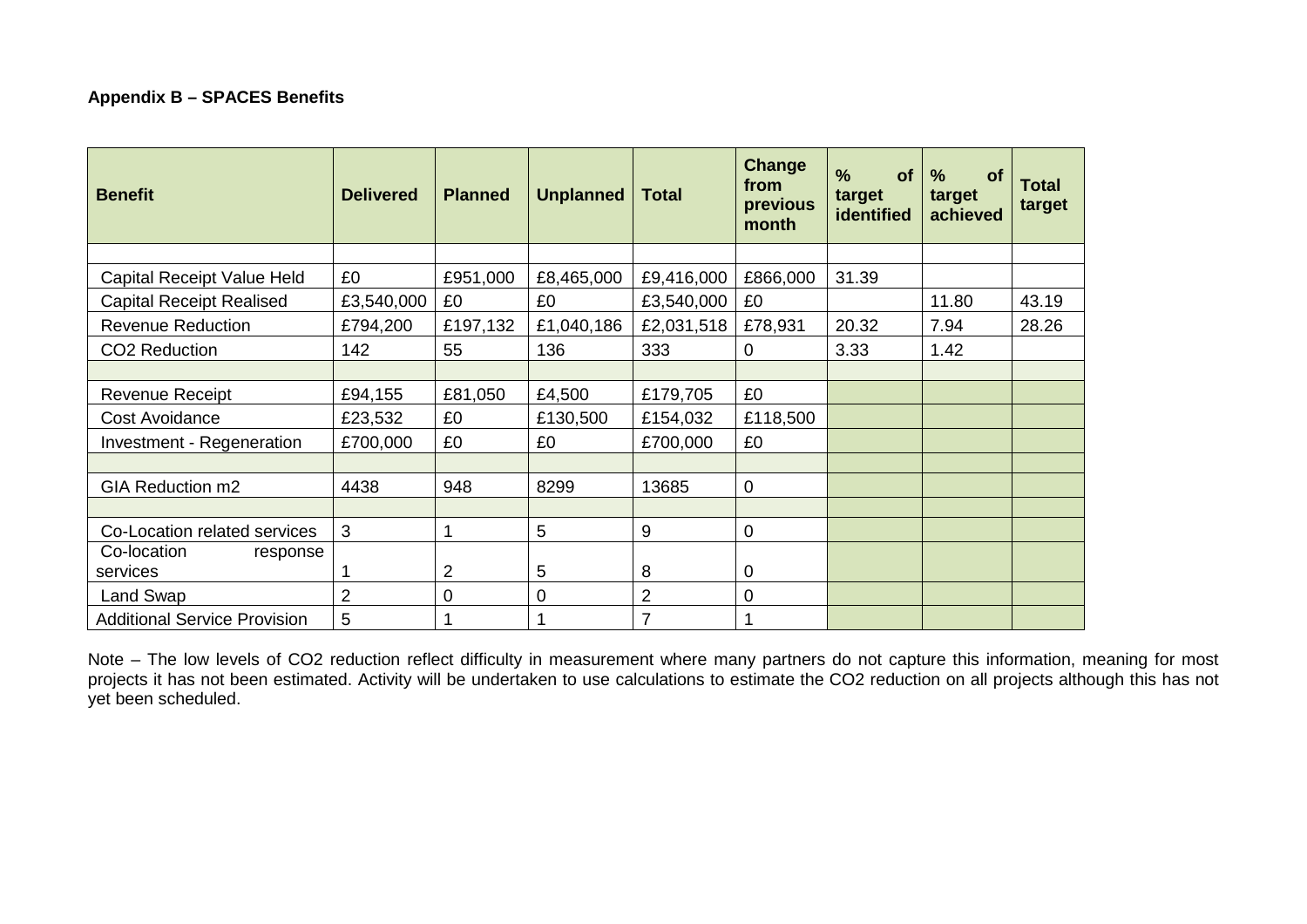**Appendix B – SPACES Benefits**

| Benefit | Delivered | Planned | Unplanned | Total | Change from previous month | % of target identified | % of target achieved | Total target |
|---|---|---|---|---|---|---|---|---|
| | | | | | | | | |
| Capital Receipt Value Held | £0 | £951,000 | £8,465,000 | £9,416,000 | £866,000 | 31.39 | | |
| Capital Receipt Realised | £3,540,000 | £0 | £0 | £3,540,000 | £0 | | 11.80 | 43.19 |
| Revenue Reduction | £794,200 | £197,132 | £1,040,186 | £2,031,518 | £78,931 | 20.32 | 7.94 | 28.26 |
| $CO_2$ Reduction | 142 | 55 | 136 | 333 | 0 | 3.33 | 1.42 | |
| | | | | | | | | |
| Revenue Receipt | £94,155 | £81,050 | £4,500 | £179,705 | £0 | | | |
| Cost Avoidance | £23,532 | £0 | £130,500 | £154,032 | £118,500 | | | |
| Investment - Regeneration | £700,000 | £0 | £0 | £700,000 | £0 | | | |
| | | | | | | | | |
| GIA Reduction m2 | 4438 | 948 | 8299 | 13685 | 0 | | | |
| | | | | | | | | |
| Co-Location related services | 3 | 1 | 5 | 9 | 0 | | | |
| Co-location response services | 1 | 2 | 5 | 8 | 0 | | | |
| Land Swap | 2 | 0 | 0 | 2 | 0 | | | |
| Additional Service Provision | 5 | 1 | 1 | 7 | 1 | | | |

Note – The low levels of $CO_2$ reduction reflect difficulty in measurement where many partners do not capture this information, meaning for most projects it has not been estimated. Activity will be undertaken to use calculations to estimate the $CO_2$ reduction on all projects although this has not yet been scheduled.